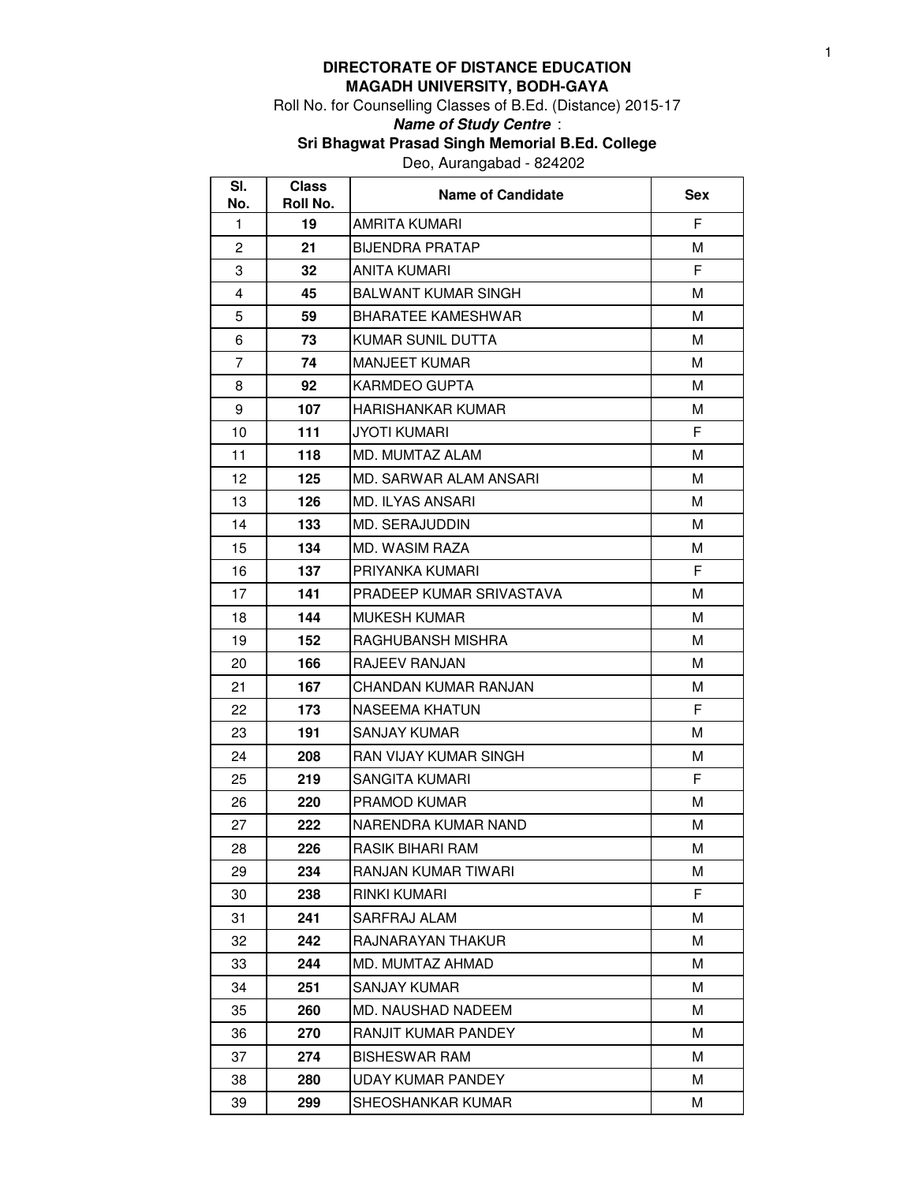**DIRECTORATE OF DISTANCE EDUCATION**
**MAGADH UNIVERSITY, BODH-GAYA**

Roll No. for Counselling Classes of B.Ed. (Distance) 2015-17

***Name of Study Centre*** :

**Sri Bhagwat Prasad Singh Memorial B.Ed. College**

Deo, Aurangabad - 824202

| Sl. No. | Class Roll No. | Name of Candidate | Sex |
|---|---|---|---|
| 1 | **19** | AMRITA KUMARI | F |
| 2 | **21** | BIJENDRA PRATAP | M |
| 3 | **32** | ANITA KUMARI | F |
| 4 | **45** | BALWANT KUMAR SINGH | M |
| 5 | **59** | BHARATEE KAMESHWAR | M |
| 6 | **73** | KUMAR SUNIL DUTTA | M |
| 7 | **74** | MANJEET KUMAR | M |
| 8 | **92** | KARMDEO GUPTA | M |
| 9 | **107** | HARISHANKAR KUMAR | M |
| 10 | **111** | JYOTI KUMARI | F |
| 11 | **118** | MD. MUMTAZ ALAM | M |
| 12 | **125** | MD. SARWAR ALAM ANSARI | M |
| 13 | **126** | MD. ILYAS ANSARI | M |
| 14 | **133** | MD. SERAJUDDIN | M |
| 15 | **134** | MD. WASIM RAZA | M |
| 16 | **137** | PRIYANKA KUMARI | F |
| 17 | **141** | PRADEEP KUMAR SRIVASTAVA | M |
| 18 | **144** | MUKESH KUMAR | M |
| 19 | **152** | RAGHUBANSH MISHRA | M |
| 20 | **166** | RAJEEV RANJAN | M |
| 21 | **167** | CHANDAN KUMAR RANJAN | M |
| 22 | **173** | NASEEMA KHATUN | F |
| 23 | **191** | SANJAY KUMAR | M |
| 24 | **208** | RAN VIJAY KUMAR SINGH | M |
| 25 | **219** | SANGITA KUMARI | F |
| 26 | **220** | PRAMOD KUMAR | M |
| 27 | **222** | NARENDRA KUMAR NAND | M |
| 28 | **226** | RASIK BIHARI RAM | M |
| 29 | **234** | RANJAN KUMAR TIWARI | M |
| 30 | **238** | RINKI KUMARI | F |
| 31 | **241** | SARFRAJ ALAM | M |
| 32 | **242** | RAJNARAYAN THAKUR | M |
| 33 | **244** | MD. MUMTAZ AHMAD | M |
| 34 | **251** | SANJAY KUMAR | M |
| 35 | **260** | MD. NAUSHAD NADEEM | M |
| 36 | **270** | RANJIT KUMAR PANDEY | M |
| 37 | **274** | BISHESWAR RAM | M |
| 38 | **280** | UDAY KUMAR PANDEY | M |
| 39 | **299** | SHEOSHANKAR KUMAR | M |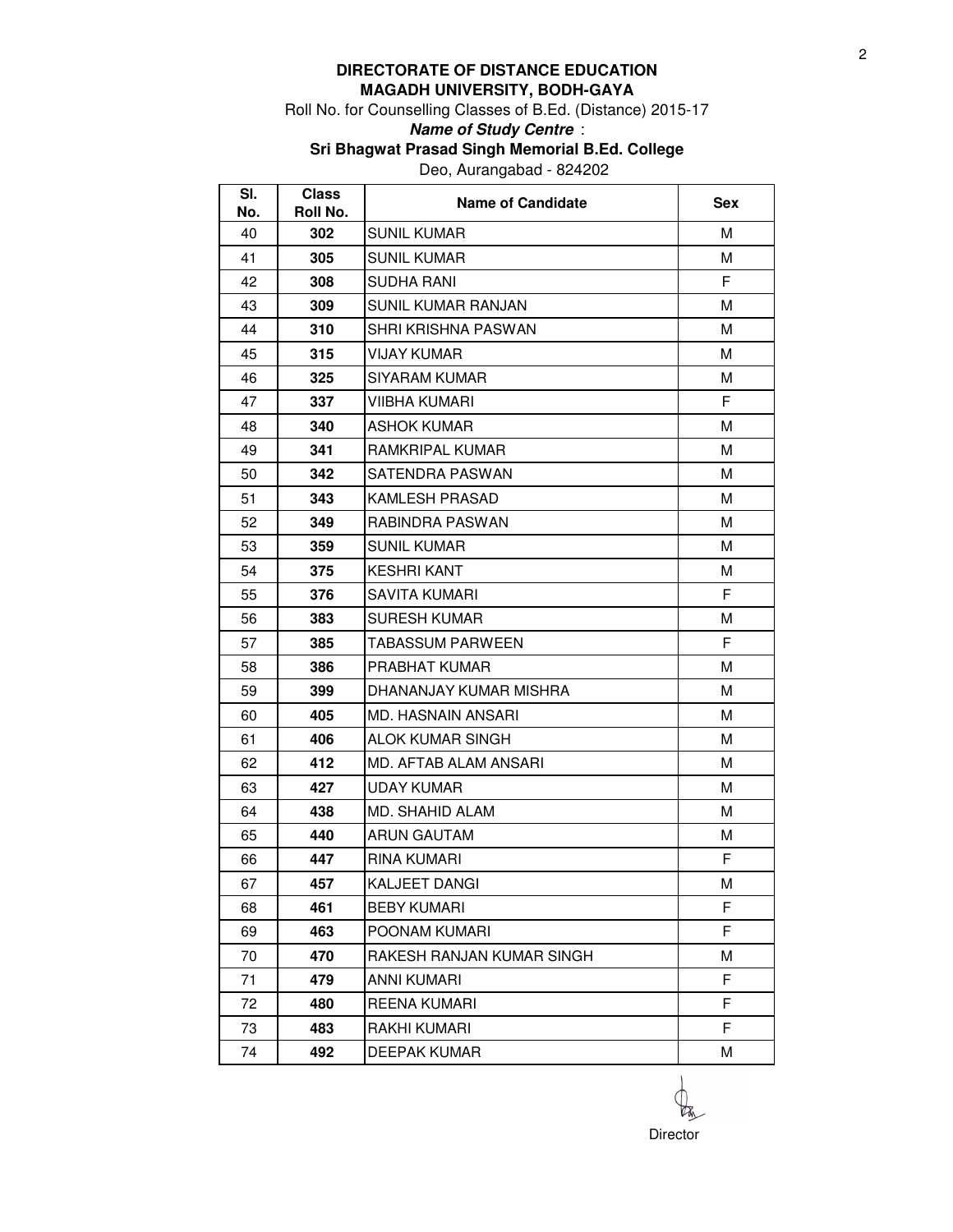**DIRECTORATE OF DISTANCE EDUCATION**
**MAGADH UNIVERSITY, BODH-GAYA**

Roll No. for Counselling Classes of B.Ed. (Distance) 2015-17

***Name of Study Centre*** :

**Sri Bhagwat Prasad Singh Memorial B.Ed. College**

Deo, Aurangabad - 824202

| Sl. No. | Class Roll No. | Name of Candidate | Sex |
|---|---|---|---|
| 40 | **302** | SUNIL KUMAR | M |
| 41 | **305** | SUNIL KUMAR | M |
| 42 | **308** | SUDHA RANI | F |
| 43 | **309** | SUNIL KUMAR RANJAN | M |
| 44 | **310** | SHRI KRISHNA PASWAN | M |
| 45 | **315** | VIJAY KUMAR | M |
| 46 | **325** | SIYARAM KUMAR | M |
| 47 | **337** | VIIBHA KUMARI | F |
| 48 | **340** | ASHOK KUMAR | M |
| 49 | **341** | RAMKRIPAL KUMAR | M |
| 50 | **342** | SATENDRA PASWAN | M |
| 51 | **343** | KAMLESH PRASAD | M |
| 52 | **349** | RABINDRA PASWAN | M |
| 53 | **359** | SUNIL KUMAR | M |
| 54 | **375** | KESHRI KANT | M |
| 55 | **376** | SAVITA KUMARI | F |
| 56 | **383** | SURESH KUMAR | M |
| 57 | **385** | TABASSUM PARWEEN | F |
| 58 | **386** | PRABHAT KUMAR | M |
| 59 | **399** | DHANANJAY KUMAR MISHRA | M |
| 60 | **405** | MD. HASNAIN ANSARI | M |
| 61 | **406** | ALOK KUMAR SINGH | M |
| 62 | **412** | MD. AFTAB ALAM ANSARI | M |
| 63 | **427** | UDAY KUMAR | M |
| 64 | **438** | MD. SHAHID ALAM | M |
| 65 | **440** | ARUN GAUTAM | M |
| 66 | **447** | RINA KUMARI | F |
| 67 | **457** | KALJEET DANGI | M |
| 68 | **461** | BEBY KUMARI | F |
| 69 | **463** | POONAM KUMARI | F |
| 70 | **470** | RAKESH RANJAN KUMAR SINGH | M |
| 71 | **479** | ANNI KUMARI | F |
| 72 | **480** | REENA KUMARI | F |
| 73 | **483** | RAKHI KUMARI | F |
| 74 | **492** | DEEPAK KUMAR | M |

Director